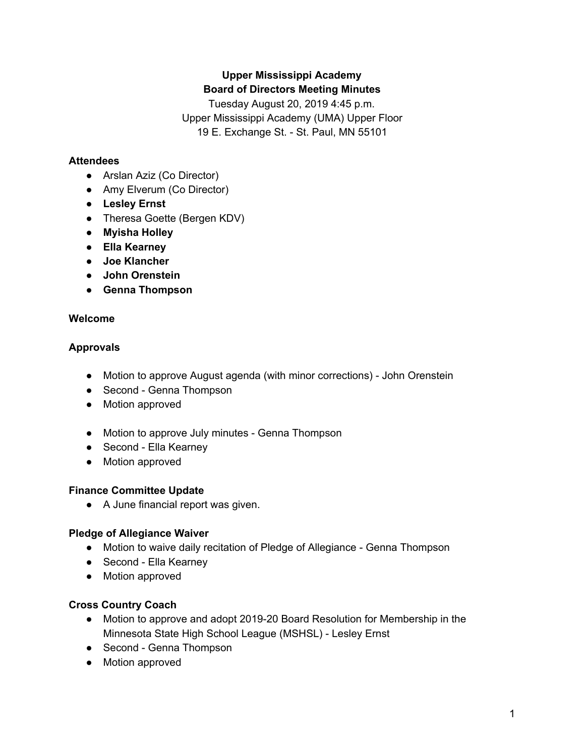**Upper Mississippi Academy**
**Board of Directors Meeting Minutes**
Tuesday August 20, 2019 4:45 p.m.
Upper Mississippi Academy (UMA) Upper Floor
19 E. Exchange St. - St. Paul, MN 55101

### Attendees

- Arslan Aziz (Co Director)
- Amy Elverum (Co Director)
- **Lesley Ernst**
- Theresa Goette (Bergen KDV)
- **Myisha Holley**
- **Ella Kearney**
- **Joe Klancher**
- **John Orenstein**
- **Genna Thompson**

### Welcome

### Approvals

- Motion to approve August agenda (with minor corrections) - John Orenstein
- Second - Genna Thompson
- Motion approved

- Motion to approve July minutes - Genna Thompson
- Second - Ella Kearney
- Motion approved

### Finance Committee Update

- A June financial report was given.

### Pledge of Allegiance Waiver

- Motion to waive daily recitation of Pledge of Allegiance - Genna Thompson
- Second - Ella Kearney
- Motion approved

### Cross Country Coach

- Motion to approve and adopt 2019-20 Board Resolution for Membership in the Minnesota State High School League (MSHSL) - Lesley Ernst
- Second - Genna Thompson
- Motion approved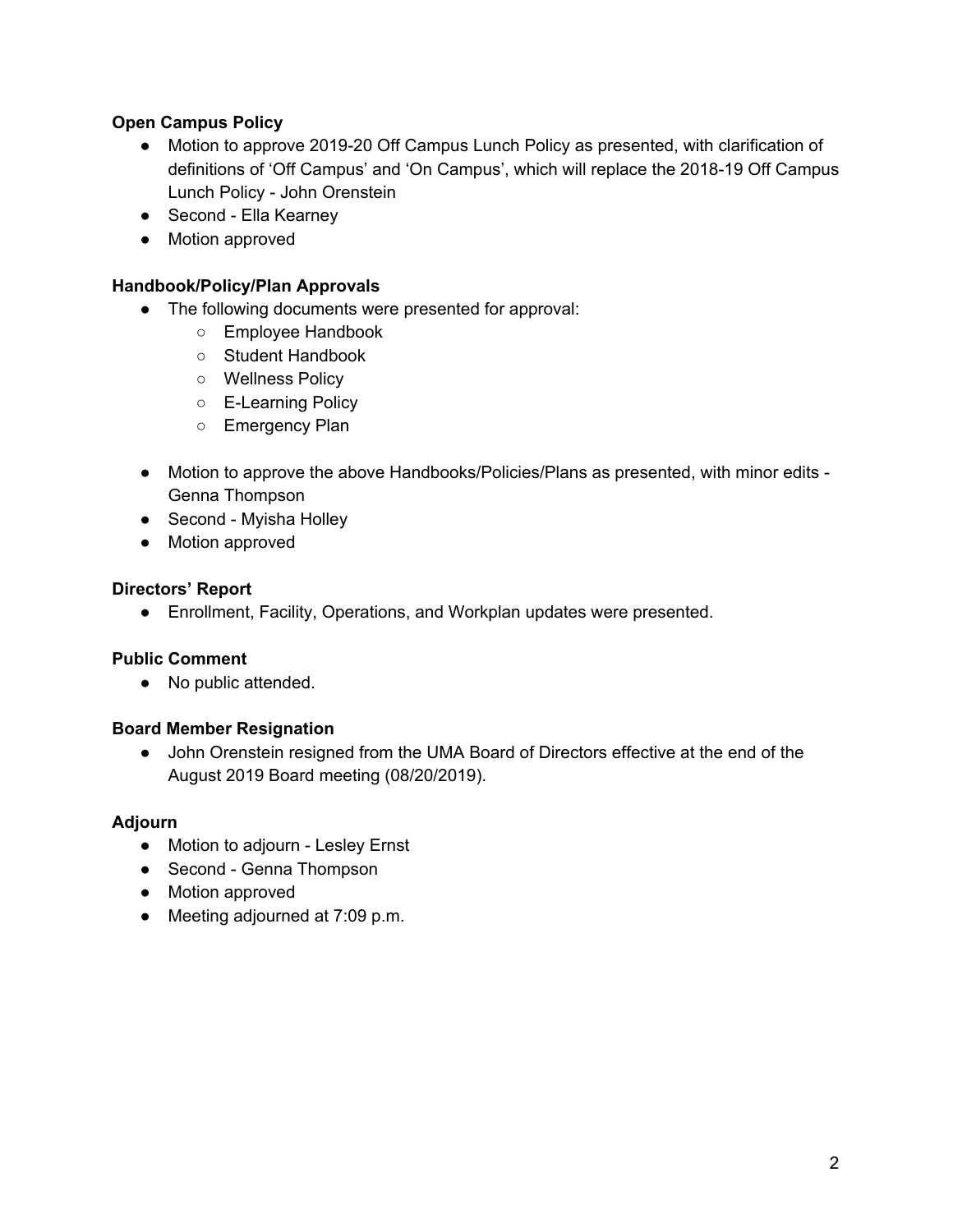**Open Campus Policy**

- Motion to approve 2019-20 Off Campus Lunch Policy as presented, with clarification of definitions of 'Off Campus' and 'On Campus', which will replace the 2018-19 Off Campus Lunch Policy - John Orenstein
- Second - Ella Kearney
- Motion approved

**Handbook/Policy/Plan Approvals**

- The following documents were presented for approval:
  - Employee Handbook
  - Student Handbook
  - Wellness Policy
  - E-Learning Policy
  - Emergency Plan

- Motion to approve the above Handbooks/Policies/Plans as presented, with minor edits - Genna Thompson
- Second - Myisha Holley
- Motion approved

**Directors' Report**

- Enrollment, Facility, Operations, and Workplan updates were presented.

**Public Comment**

- No public attended.

**Board Member Resignation**

- John Orenstein resigned from the UMA Board of Directors effective at the end of the August 2019 Board meeting (08/20/2019).

**Adjourn**

- Motion to adjourn - Lesley Ernst
- Second - Genna Thompson
- Motion approved
- Meeting adjourned at 7:09 p.m.